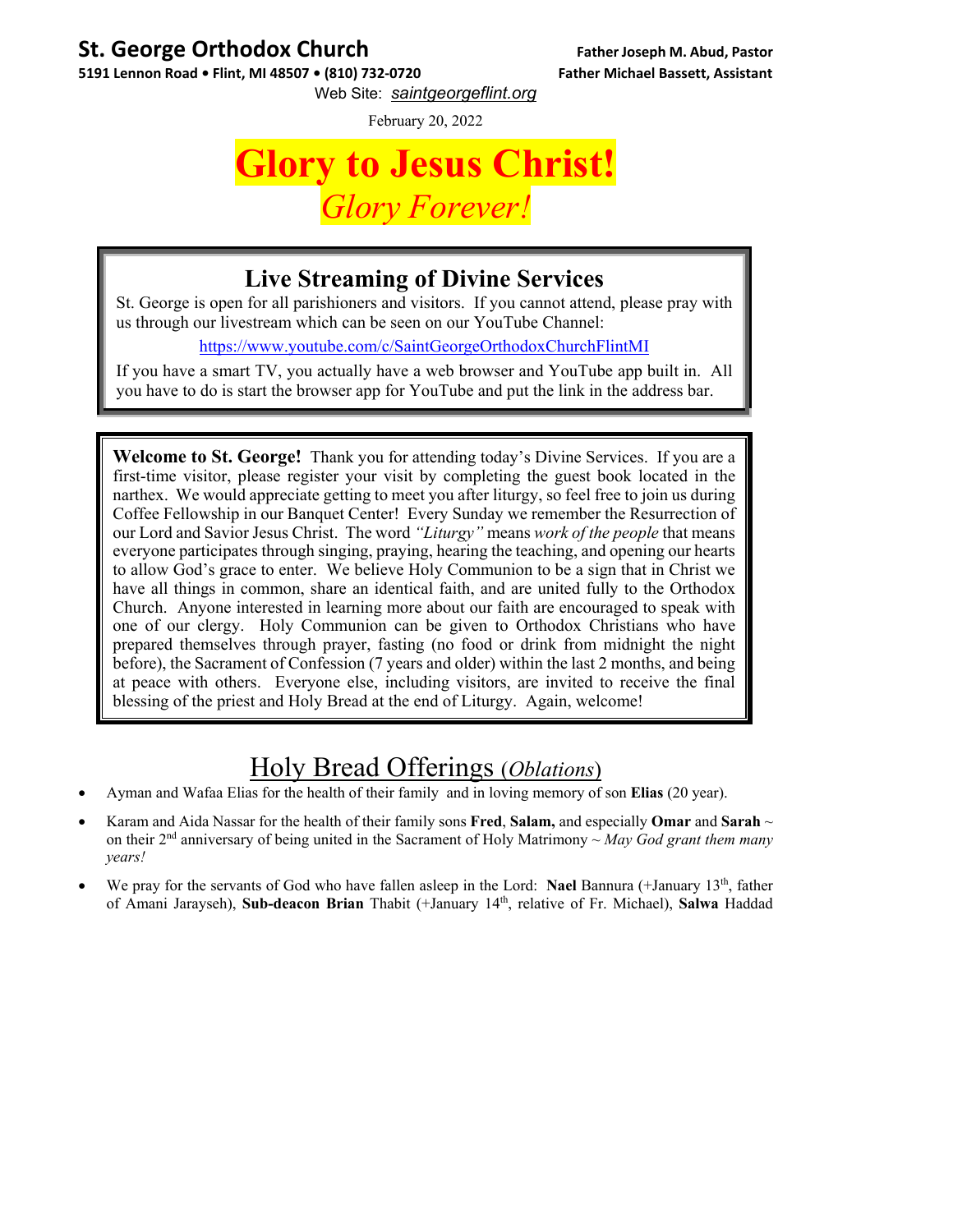**St. George Orthodox Church**
**5191 Lennon Road • Flint, MI 48507 • (810) 732-0720**

**Father Joseph M. Abud, Pastor**
**Father Michael Bassett, Assistant**

Web Site: *saintgeorgeflint.org*

February 20, 2022

# Glory to Jesus Christ!

## *Glory Forever!*

## Live Streaming of Divine Services

St. George is open for all parishioners and visitors. If you cannot attend, please pray with us through our livestream which can be seen on our YouTube Channel:

https://www.youtube.com/c/SaintGeorgeOrthodoxChurchFlintMI

If you have a smart TV, you actually have a web browser and YouTube app built in. All you have to do is start the browser app for YouTube and put the link in the address bar.

**Welcome to St. George!** Thank you for attending today's Divine Services. If you are a first-time visitor, please register your visit by completing the guest book located in the narthex. We would appreciate getting to meet you after liturgy, so feel free to join us during Coffee Fellowship in our Banquet Center! Every Sunday we remember the Resurrection of our Lord and Savior Jesus Christ. The word *"Liturgy"* means *work of the people* that means everyone participates through singing, praying, hearing the teaching, and opening our hearts to allow God's grace to enter. We believe Holy Communion to be a sign that in Christ we have all things in common, share an identical faith, and are united fully to the Orthodox Church. Anyone interested in learning more about our faith are encouraged to speak with one of our clergy. Holy Communion can be given to Orthodox Christians who have prepared themselves through prayer, fasting (no food or drink from midnight the night before), the Sacrament of Confession (7 years and older) within the last 2 months, and being at peace with others. Everyone else, including visitors, are invited to receive the final blessing of the priest and Holy Bread at the end of Liturgy. Again, welcome!

## Holy Bread Offerings (*Oblations*)

- Ayman and Wafaa Elias for the health of their family and in loving memory of son **Elias** (20 year).
- Karam and Aida Nassar for the health of their family sons **Fred**, **Salam,** and especially **Omar** and **Sarah** ~ on their 2nd anniversary of being united in the Sacrament of Holy Matrimony ~ *May God grant them many years!*
- We pray for the servants of God who have fallen asleep in the Lord: **Nael** Bannura (+January 13th, father of Amani Jarayseh), **Sub-deacon Brian** Thabit (+January 14th, relative of Fr. Michael), **Salwa** Haddad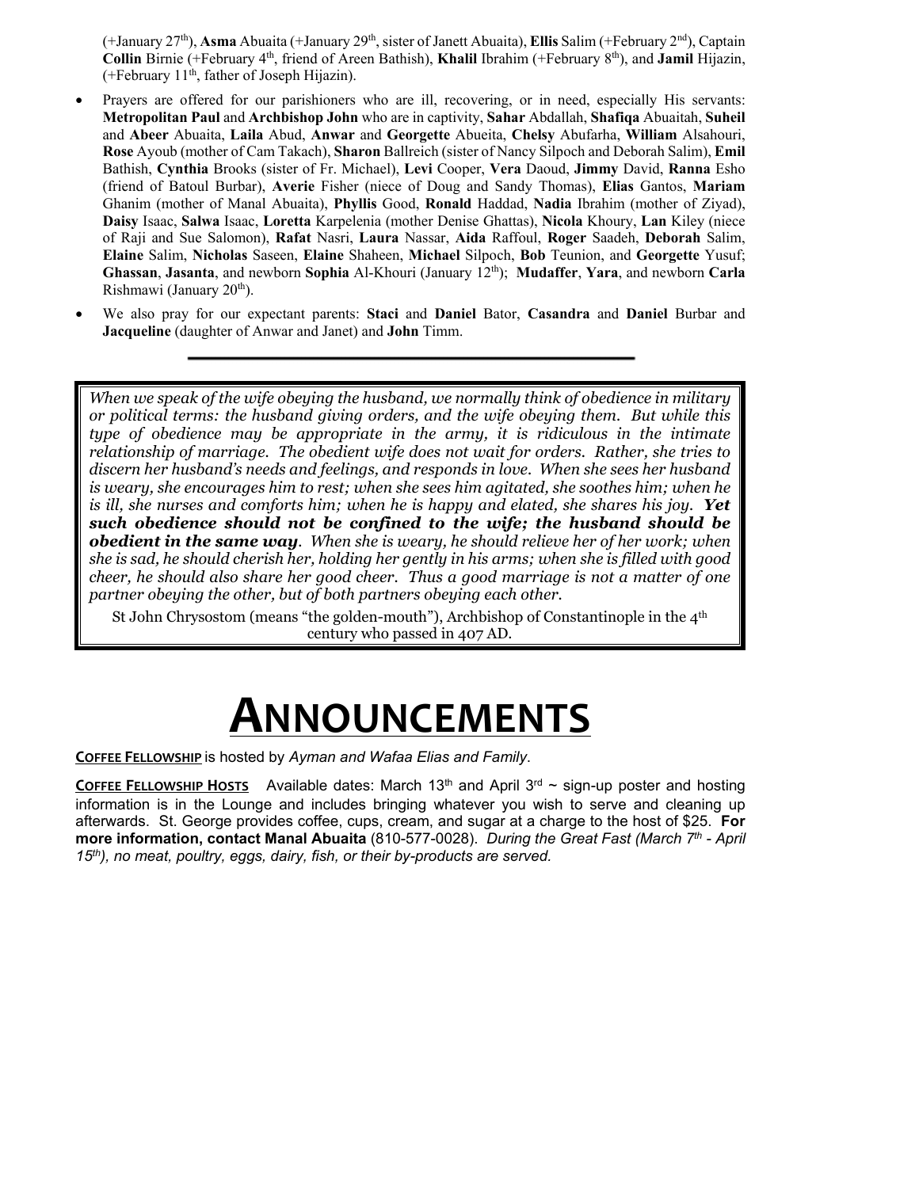(+January 27th), **Asma** Abuaita (+January 29th, sister of Janett Abuaita), **Ellis** Salim (+February 2nd), Captain **Collin** Birnie (+February 4th, friend of Areen Bathish), **Khalil** Ibrahim (+February 8th), and **Jamil** Hijazin, (+February 11th, father of Joseph Hijazin).

- Prayers are offered for our parishioners who are ill, recovering, or in need, especially His servants: **Metropolitan Paul** and **Archbishop John** who are in captivity, **Sahar** Abdallah, **Shafiqa** Abuaitah, **Suheil** and **Abeer** Abuaita, **Laila** Abud, **Anwar** and **Georgette** Abueita, **Chelsy** Abufarha, **William** Alsahouri, **Rose** Ayoub (mother of Cam Takach), **Sharon** Ballreich (sister of Nancy Silpoch and Deborah Salim), **Emil** Bathish, **Cynthia** Brooks (sister of Fr. Michael), **Levi** Cooper, **Vera** Daoud, **Jimmy** David, **Ranna** Esho (friend of Batoul Burbar), **Averie** Fisher (niece of Doug and Sandy Thomas), **Elias** Gantos, **Mariam** Ghanim (mother of Manal Abuaita), **Phyllis** Good, **Ronald** Haddad, **Nadia** Ibrahim (mother of Ziyad), **Daisy** Isaac, **Salwa** Isaac, **Loretta** Karpelenia (mother Denise Ghattas), **Nicola** Khoury, **Lan** Kiley (niece of Raji and Sue Salomon), **Rafat** Nasri, **Laura** Nassar, **Aida** Raffoul, **Roger** Saadeh, **Deborah** Salim, **Elaine** Salim, **Nicholas** Saseen, **Elaine** Shaheen, **Michael** Silpoch, **Bob** Teunion, and **Georgette** Yusuf; **Ghassan**, **Jasanta**, and newborn **Sophia** Al-Khouri (January 12th); **Mudaffer**, **Yara**, and newborn **Carla** Rishmawi (January 20th).
- We also pray for our expectant parents: **Staci** and **Daniel** Bator, **Casandra** and **Daniel** Burbar and **Jacqueline** (daughter of Anwar and Janet) and **John** Timm.

---

*When we speak of the wife obeying the husband, we normally think of obedience in military or political terms: the husband giving orders, and the wife obeying them. But while this type of obedience may be appropriate in the army, it is ridiculous in the intimate relationship of marriage. The obedient wife does not wait for orders. Rather, she tries to discern her husband's needs and feelings, and responds in love. When she sees her husband is weary, she encourages him to rest; when she sees him agitated, she soothes him; when he is ill, she nurses and comforts him; when he is happy and elated, she shares his joy.* ***Yet such obedience should not be confined to the wife; the husband should be obedient in the same way****. When she is weary, he should relieve her of her work; when she is sad, he should cherish her, holding her gently in his arms; when she is filled with good cheer, he should also share her good cheer. Thus a good marriage is not a matter of one partner obeying the other, but of both partners obeying each other.*

St John Chrysostom (means "the golden-mouth"), Archbishop of Constantinople in the 4th century who passed in 407 AD.

# ANNOUNCEMENTS

**COFFEE FELLOWSHIP** is hosted by *Ayman and Wafaa Elias and Family*.

**COFFEE FELLOWSHIP HOSTS** Available dates: March 13th and April 3rd ~ sign-up poster and hosting information is in the Lounge and includes bringing whatever you wish to serve and cleaning up afterwards. St. George provides coffee, cups, cream, and sugar at a charge to the host of $25. **For more information, contact Manal Abuaita** (810-577-0028). *During the Great Fast (March 7th - April 15th), no meat, poultry, eggs, dairy, fish, or their by-products are served.*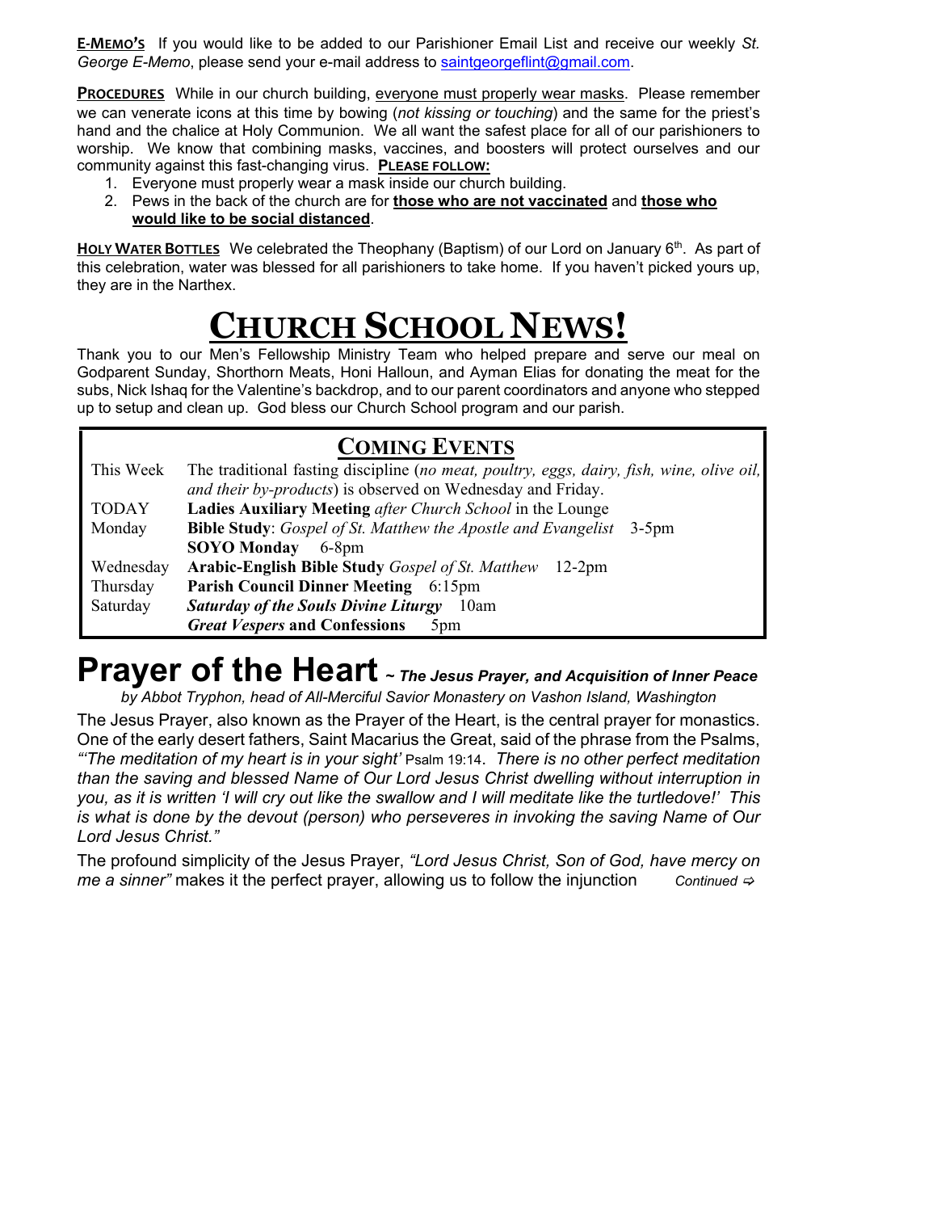**E-MEMO'S** If you would like to be added to our Parishioner Email List and receive our weekly *St. George E-Memo*, please send your e-mail address to saintgeorgeflint@gmail.com.

**PROCEDURES** While in our church building, everyone must properly wear masks. Please remember we can venerate icons at this time by bowing (*not kissing or touching*) and the same for the priest's hand and the chalice at Holy Communion. We all want the safest place for all of our parishioners to worship. We know that combining masks, vaccines, and boosters will protect ourselves and our community against this fast-changing virus. **PLEASE FOLLOW:**

1. Everyone must properly wear a mask inside our church building.
2. Pews in the back of the church are for **those who are not vaccinated** and **those who would like to be social distanced**.

**HOLY WATER BOTTLES** We celebrated the Theophany (Baptism) of our Lord on January 6th. As part of this celebration, water was blessed for all parishioners to take home. If you haven't picked yours up, they are in the Narthex.

# CHURCH SCHOOL NEWS!

Thank you to our Men's Fellowship Ministry Team who helped prepare and serve our meal on Godparent Sunday, Shorthorn Meats, Honi Halloun, and Ayman Elias for donating the meat for the subs, Nick Ishaq for the Valentine's backdrop, and to our parent coordinators and anyone who stepped up to setup and clean up. God bless our Church School program and our parish.

## COMING EVENTS

| | |
|---|---|
| This Week | The traditional fasting discipline (*no meat, poultry, eggs, dairy, fish, wine, olive oil, and their by-products*) is observed on Wednesday and Friday. |
| TODAY | **Ladies Auxiliary Meeting** *after Church School* in the Lounge |
| Monday | **Bible Study**: *Gospel of St. Matthew the Apostle and Evangelist* 3-5pm |
| | **SOYO Monday** 6-8pm |
| Wednesday | **Arabic-English Bible Study** *Gospel of St. Matthew* 12-2pm |
| Thursday | **Parish Council Dinner Meeting** 6:15pm |
| Saturday | ***Saturday of the Souls Divine Liturgy*** 10am |
| | ***Great Vespers*** **and Confessions** 5pm |

# Prayer of the Heart *~ The Jesus Prayer, and Acquisition of Inner Peace*

*by Abbot Tryphon, head of All-Merciful Savior Monastery on Vashon Island, Washington*

The Jesus Prayer, also known as the Prayer of the Heart, is the central prayer for monastics. One of the early desert fathers, Saint Macarius the Great, said of the phrase from the Psalms, *"'The meditation of my heart is in your sight'* Psalm 19:14. *There is no other perfect meditation than the saving and blessed Name of Our Lord Jesus Christ dwelling without interruption in you, as it is written 'I will cry out like the swallow and I will meditate like the turtledove!' This is what is done by the devout (person) who perseveres in invoking the saving Name of Our Lord Jesus Christ."*

The profound simplicity of the Jesus Prayer, *"Lord Jesus Christ, Son of God, have mercy on me a sinner"* makes it the perfect prayer, allowing us to follow the injunction *Continued ⇨*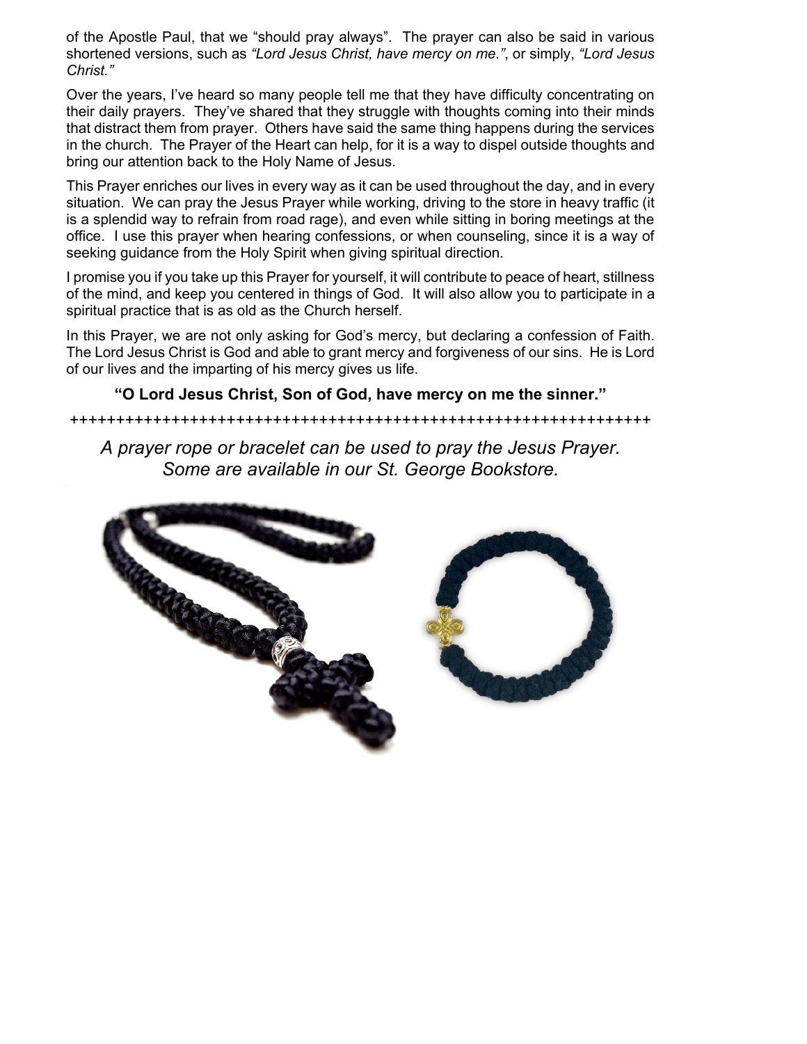of the Apostle Paul, that we "should pray always". The prayer can also be said in various shortened versions, such as *"Lord Jesus Christ, have mercy on me."*, or simply, *"Lord Jesus Christ."*

Over the years, I've heard so many people tell me that they have difficulty concentrating on their daily prayers. They've shared that they struggle with thoughts coming into their minds that distract them from prayer. Others have said the same thing happens during the services in the church. The Prayer of the Heart can help, for it is a way to dispel outside thoughts and bring our attention back to the Holy Name of Jesus.

This Prayer enriches our lives in every way as it can be used throughout the day, and in every situation. We can pray the Jesus Prayer while working, driving to the store in heavy traffic (it is a splendid way to refrain from road rage), and even while sitting in boring meetings at the office. I use this prayer when hearing confessions, or when counseling, since it is a way of seeking guidance from the Holy Spirit when giving spiritual direction.

I promise you if you take up this Prayer for yourself, it will contribute to peace of heart, stillness of the mind, and keep you centered in things of God. It will also allow you to participate in a spiritual practice that is as old as the Church herself.

In this Prayer, we are not only asking for God's mercy, but declaring a confession of Faith. The Lord Jesus Christ is God and able to grant mercy and forgiveness of our sins. He is Lord of our lives and the imparting of his mercy gives us life.

**"O Lord Jesus Christ, Son of God, have mercy on me the sinner."**

++++++++++++++++++++++++++++++++++++++++++++++++++++++++++++++++

*A prayer rope or bracelet can be used to pray the Jesus Prayer. Some are available in our St. George Bookstore.*